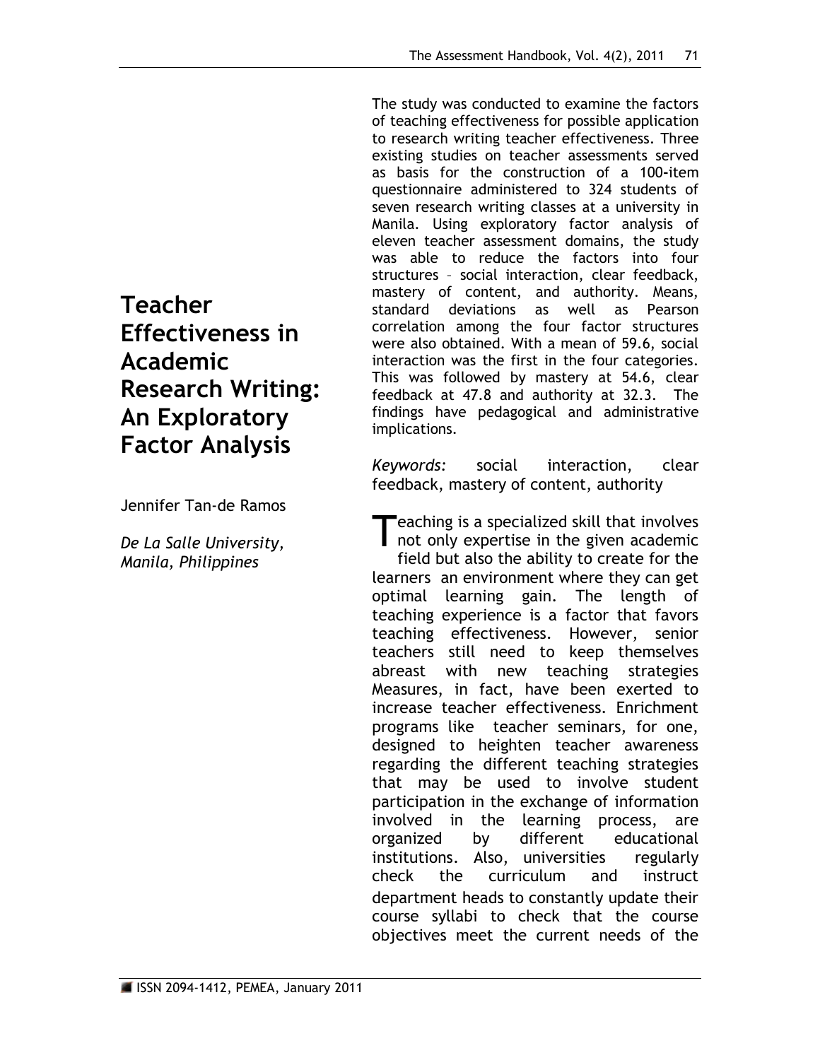# Teacher Effectiveness in Academic Research Writing: An Exploratory Factor Analysis

Jennifer Tan-de Ramos

*De La Salle University, Manila, Philippines*

The study was conducted to examine the factors of teaching effectiveness for possible application to research writing teacher effectiveness. Three existing studies on teacher assessments served as basis for the construction of a 100-item questionnaire administered to 324 students of seven research writing classes at a university in Manila. Using exploratory factor analysis of eleven teacher assessment domains, the study was able to reduce the factors into four structures – social interaction, clear feedback, mastery of content, and authority. Means, standard deviations as well as Pearson correlation among the four factor structures were also obtained. With a mean of 59.6, social interaction was the first in the four categories. This was followed by mastery at 54.6, clear feedback at 47.8 and authority at 32.3. The findings have pedagogical and administrative implications.

*Keywords:* social interaction, clear feedback, mastery of content, authority

Teaching is a specialized skill that involves not only expertise in the given academic field but also the ability to create for the learners an environment where they can get optimal learning gain. The length of teaching experience is a factor that favors teaching effectiveness. However, senior teachers still need to keep themselves abreast with new teaching strategies Measures, in fact, have been exerted to increase teacher effectiveness. Enrichment programs like teacher seminars, for one, designed to heighten teacher awareness regarding the different teaching strategies that may be used to involve student participation in the exchange of information involved in the learning process, are organized by different educational institutions. Also, universities regularly check the curriculum and instruct department heads to constantly update their course syllabi to check that the course objectives meet the current needs of the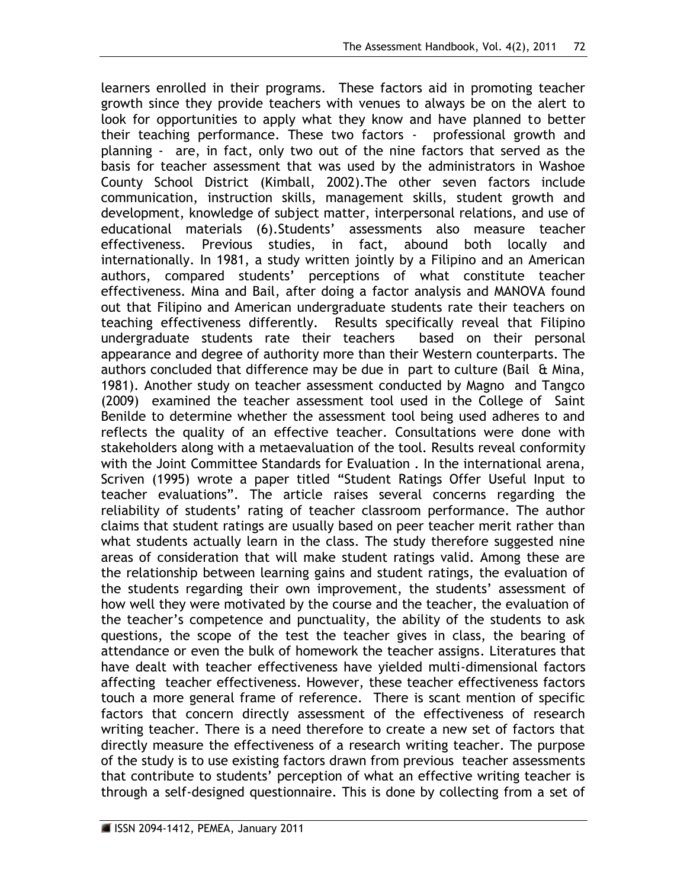learners enrolled in their programs. These factors aid in promoting teacher growth since they provide teachers with venues to always be on the alert to look for opportunities to apply what they know and have planned to better their teaching performance. These two factors - professional growth and planning - are, in fact, only two out of the nine factors that served as the basis for teacher assessment that was used by the administrators in Washoe County School District (Kimball, 2002).The other seven factors include communication, instruction skills, management skills, student growth and development, knowledge of subject matter, interpersonal relations, and use of educational materials (6).Students' assessments also measure teacher effectiveness. Previous studies, in fact, abound both locally and internationally. In 1981, a study written jointly by a Filipino and an American authors, compared students' perceptions of what constitute teacher effectiveness. Mina and Bail, after doing a factor analysis and MANOVA found out that Filipino and American undergraduate students rate their teachers on teaching effectiveness differently. Results specifically reveal that Filipino undergraduate students rate their teachers based on their personal appearance and degree of authority more than their Western counterparts. The authors concluded that difference may be due in part to culture (Bail & Mina, 1981). Another study on teacher assessment conducted by Magno and Tangco (2009) examined the teacher assessment tool used in the College of Saint Benilde to determine whether the assessment tool being used adheres to and reflects the quality of an effective teacher. Consultations were done with stakeholders along with a metaevaluation of the tool. Results reveal conformity with the Joint Committee Standards for Evaluation . In the international arena, Scriven (1995) wrote a paper titled "Student Ratings Offer Useful Input to teacher evaluations". The article raises several concerns regarding the reliability of students' rating of teacher classroom performance. The author claims that student ratings are usually based on peer teacher merit rather than what students actually learn in the class. The study therefore suggested nine areas of consideration that will make student ratings valid. Among these are the relationship between learning gains and student ratings, the evaluation of the students regarding their own improvement, the students' assessment of how well they were motivated by the course and the teacher, the evaluation of the teacher's competence and punctuality, the ability of the students to ask questions, the scope of the test the teacher gives in class, the bearing of attendance or even the bulk of homework the teacher assigns. Literatures that have dealt with teacher effectiveness have yielded multi-dimensional factors affecting teacher effectiveness. However, these teacher effectiveness factors touch a more general frame of reference. There is scant mention of specific factors that concern directly assessment of the effectiveness of research writing teacher. There is a need therefore to create a new set of factors that directly measure the effectiveness of a research writing teacher. The purpose of the study is to use existing factors drawn from previous teacher assessments that contribute to students' perception of what an effective writing teacher is through a self-designed questionnaire. This is done by collecting from a set of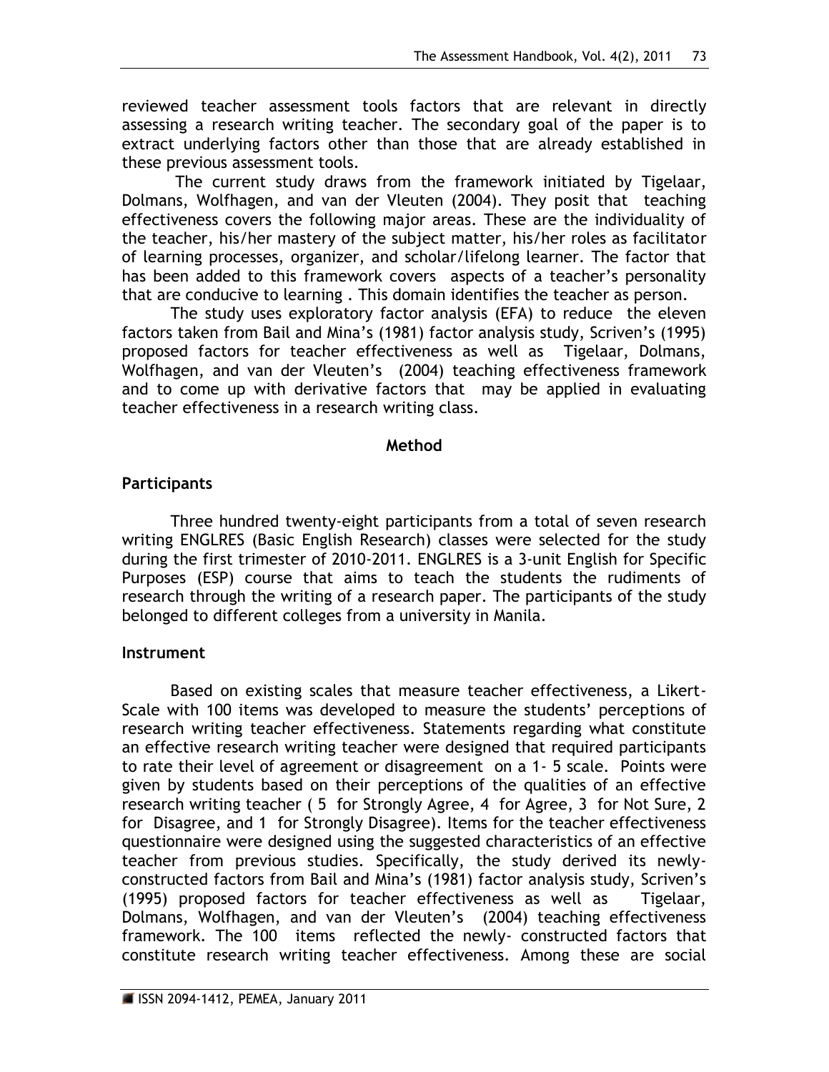reviewed teacher assessment tools factors that are relevant in directly assessing a research writing teacher. The secondary goal of the paper is to extract underlying factors other than those that are already established in these previous assessment tools.

The current study draws from the framework initiated by Tigelaar, Dolmans, Wolfhagen, and van der Vleuten (2004). They posit that teaching effectiveness covers the following major areas. These are the individuality of the teacher, his/her mastery of the subject matter, his/her roles as facilitator of learning processes, organizer, and scholar/lifelong learner. The factor that has been added to this framework covers aspects of a teacher's personality that are conducive to learning . This domain identifies the teacher as person.

The study uses exploratory factor analysis (EFA) to reduce the eleven factors taken from Bail and Mina's (1981) factor analysis study, Scriven's (1995) proposed factors for teacher effectiveness as well as Tigelaar, Dolmans, Wolfhagen, and van der Vleuten's (2004) teaching effectiveness framework and to come up with derivative factors that may be applied in evaluating teacher effectiveness in a research writing class.

## Method

### Participants

Three hundred twenty-eight participants from a total of seven research writing ENGLRES (Basic English Research) classes were selected for the study during the first trimester of 2010-2011. ENGLRES is a 3-unit English for Specific Purposes (ESP) course that aims to teach the students the rudiments of research through the writing of a research paper. The participants of the study belonged to different colleges from a university in Manila.

### Instrument

Based on existing scales that measure teacher effectiveness, a Likert-Scale with 100 items was developed to measure the students' perceptions of research writing teacher effectiveness. Statements regarding what constitute an effective research writing teacher were designed that required participants to rate their level of agreement or disagreement on a 1- 5 scale. Points were given by students based on their perceptions of the qualities of an effective research writing teacher ( 5 for Strongly Agree, 4 for Agree, 3 for Not Sure, 2 for Disagree, and 1 for Strongly Disagree). Items for the teacher effectiveness questionnaire were designed using the suggested characteristics of an effective teacher from previous studies. Specifically, the study derived its newly-constructed factors from Bail and Mina's (1981) factor analysis study, Scriven's (1995) proposed factors for teacher effectiveness as well as Tigelaar, Dolmans, Wolfhagen, and van der Vleuten's (2004) teaching effectiveness framework. The 100 items reflected the newly- constructed factors that constitute research writing teacher effectiveness. Among these are social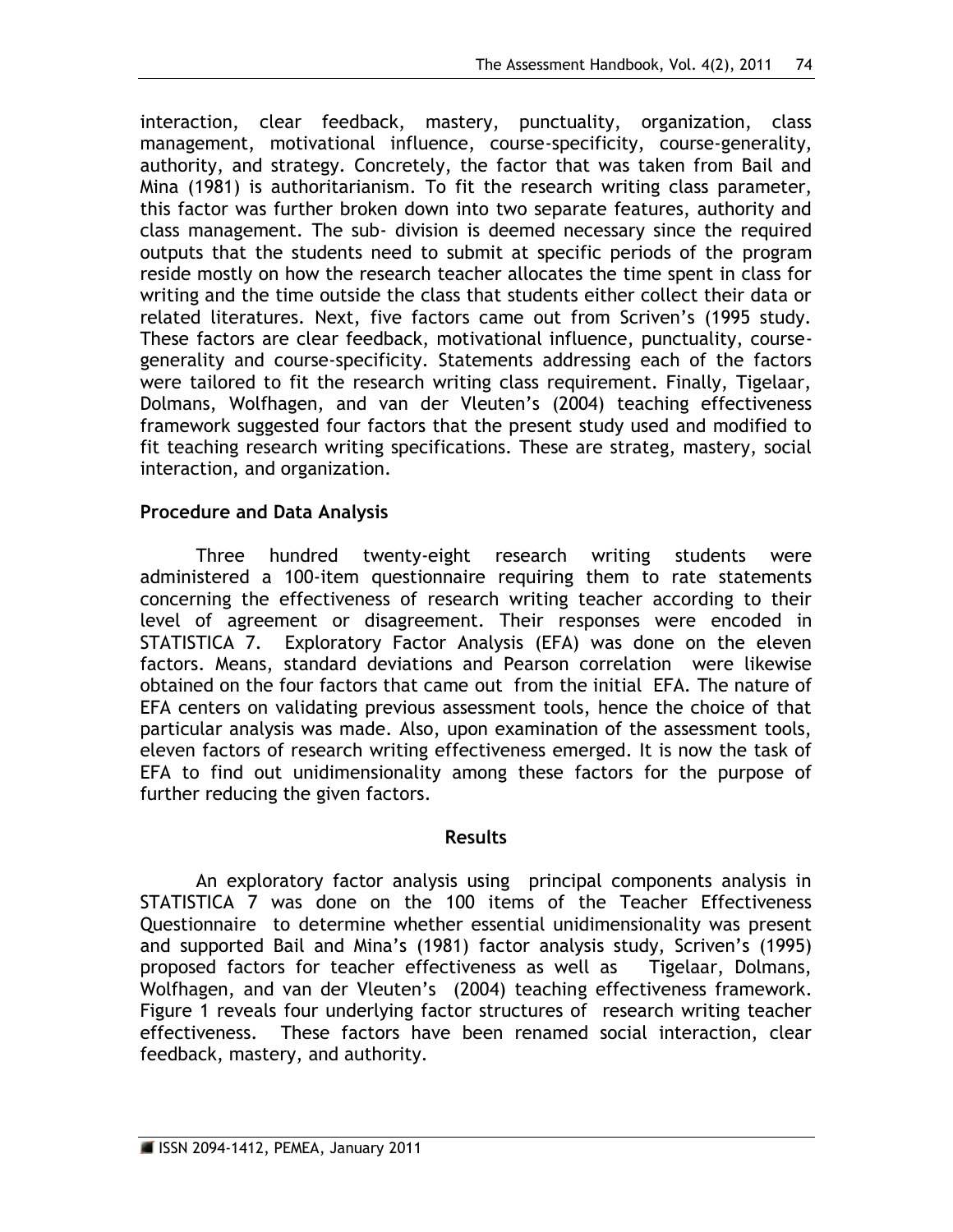interaction, clear feedback, mastery, punctuality, organization, class management, motivational influence, course-specificity, course-generality, authority, and strategy. Concretely, the factor that was taken from Bail and Mina (1981) is authoritarianism. To fit the research writing class parameter, this factor was further broken down into two separate features, authority and class management. The sub- division is deemed necessary since the required outputs that the students need to submit at specific periods of the program reside mostly on how the research teacher allocates the time spent in class for writing and the time outside the class that students either collect their data or related literatures. Next, five factors came out from Scriven's (1995 study. These factors are clear feedback, motivational influence, punctuality, course-generality and course-specificity. Statements addressing each of the factors were tailored to fit the research writing class requirement. Finally, Tigelaar, Dolmans, Wolfhagen, and van der Vleuten's (2004) teaching effectiveness framework suggested four factors that the present study used and modified to fit teaching research writing specifications. These are strateg, mastery, social interaction, and organization.

### Procedure and Data Analysis

Three hundred twenty-eight research writing students were administered a 100-item questionnaire requiring them to rate statements concerning the effectiveness of research writing teacher according to their level of agreement or disagreement. Their responses were encoded in STATISTICA 7. Exploratory Factor Analysis (EFA) was done on the eleven factors. Means, standard deviations and Pearson correlation were likewise obtained on the four factors that came out from the initial EFA. The nature of EFA centers on validating previous assessment tools, hence the choice of that particular analysis was made. Also, upon examination of the assessment tools, eleven factors of research writing effectiveness emerged. It is now the task of EFA to find out unidimensionality among these factors for the purpose of further reducing the given factors.

## Results

An exploratory factor analysis using principal components analysis in STATISTICA 7 was done on the 100 items of the Teacher Effectiveness Questionnaire to determine whether essential unidimensionality was present and supported Bail and Mina's (1981) factor analysis study, Scriven's (1995) proposed factors for teacher effectiveness as well as Tigelaar, Dolmans, Wolfhagen, and van der Vleuten's (2004) teaching effectiveness framework. Figure 1 reveals four underlying factor structures of research writing teacher effectiveness. These factors have been renamed social interaction, clear feedback, mastery, and authority.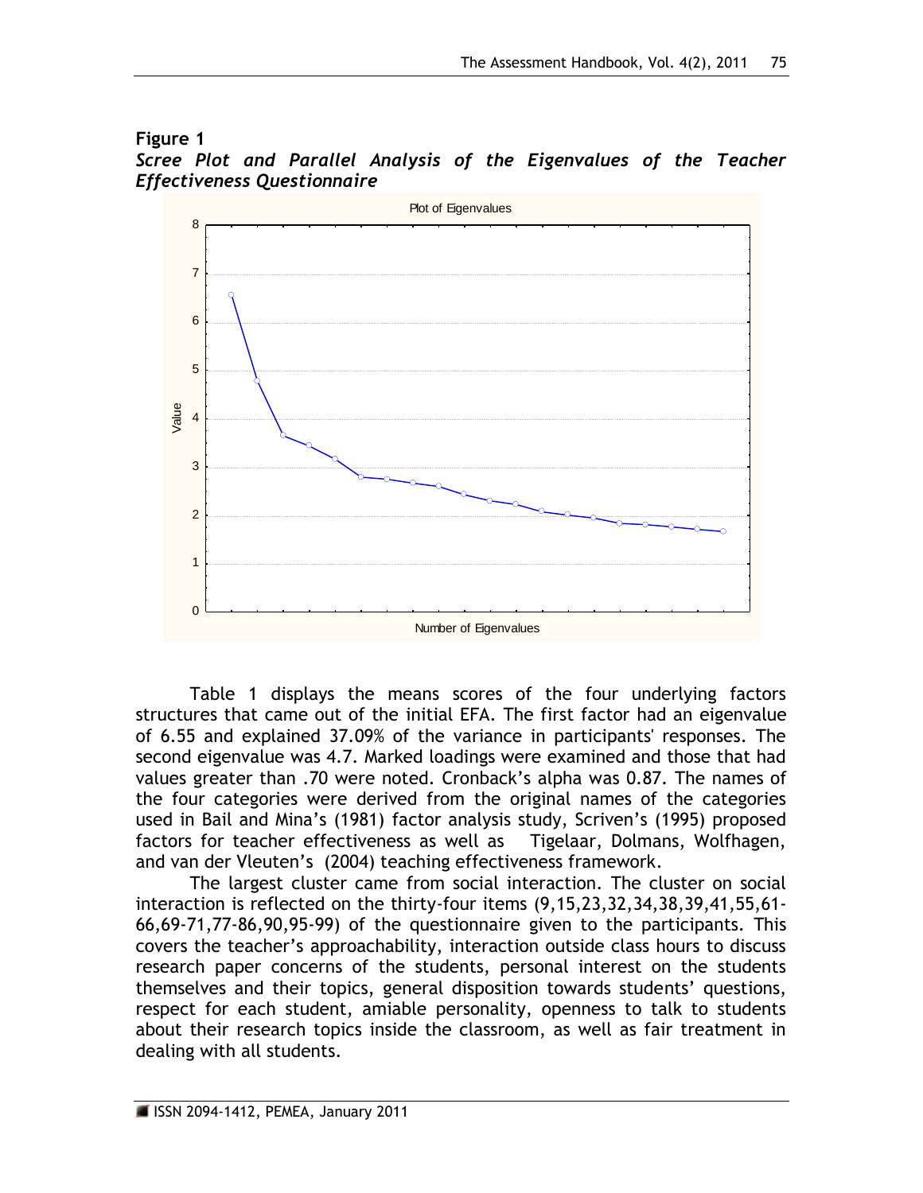**Figure 1**

***Scree Plot and Parallel Analysis of the Eigenvalues of the Teacher Effectiveness Questionnaire***

Table 1 displays the means scores of the four underlying factors structures that came out of the initial EFA. The first factor had an eigenvalue of 6.55 and explained 37.09% of the variance in participants' responses. The second eigenvalue was 4.7. Marked loadings were examined and those that had values greater than .70 were noted. Cronback's alpha was 0.87. The names of the four categories were derived from the original names of the categories used in Bail and Mina's (1981) factor analysis study, Scriven's (1995) proposed factors for teacher effectiveness as well as Tigelaar, Dolmans, Wolfhagen, and van der Vleuten's (2004) teaching effectiveness framework.

The largest cluster came from social interaction. The cluster on social interaction is reflected on the thirty-four items (9,15,23,32,34,38,39,41,55,61-66,69-71,77-86,90,95-99) of the questionnaire given to the participants. This covers the teacher's approachability, interaction outside class hours to discuss research paper concerns of the students, personal interest on the students themselves and their topics, general disposition towards students' questions, respect for each student, amiable personality, openness to talk to students about their research topics inside the classroom, as well as fair treatment in dealing with all students.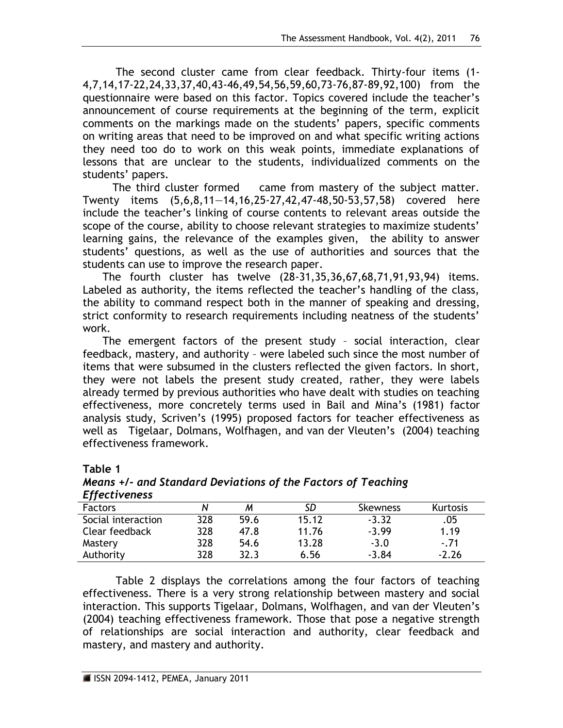The second cluster came from clear feedback. Thirty-four items (1-4,7,14,17-22,24,33,37,40,43-46,49,54,56,59,60,73-76,87-89,92,100) from the questionnaire were based on this factor. Topics covered include the teacher's announcement of course requirements at the beginning of the term, explicit comments on the markings made on the students' papers, specific comments on writing areas that need to be improved on and what specific writing actions they need too do to work on this weak points, immediate explanations of lessons that are unclear to the students, individualized comments on the students' papers.

The third cluster formed came from mastery of the subject matter. Twenty items (5,6,8,11—14,16,25-27,42,47-48,50-53,57,58) covered here include the teacher's linking of course contents to relevant areas outside the scope of the course, ability to choose relevant strategies to maximize students' learning gains, the relevance of the examples given, the ability to answer students' questions, as well as the use of authorities and sources that the students can use to improve the research paper.

The fourth cluster has twelve (28-31,35,36,67,68,71,91,93,94) items. Labeled as authority, the items reflected the teacher's handling of the class, the ability to command respect both in the manner of speaking and dressing, strict conformity to research requirements including neatness of the students' work.

The emergent factors of the present study – social interaction, clear feedback, mastery, and authority – were labeled such since the most number of items that were subsumed in the clusters reflected the given factors. In short, they were not labels the present study created, rather, they were labels already termed by previous authorities who have dealt with studies on teaching effectiveness, more concretely terms used in Bail and Mina's (1981) factor analysis study, Scriven's (1995) proposed factors for teacher effectiveness as well as Tigelaar, Dolmans, Wolfhagen, and van der Vleuten's (2004) teaching effectiveness framework.

**Table 1**
***Means +/- and Standard Deviations of the Factors of Teaching Effectiveness***

| Factors | *N* | *M* | *SD* | Skewness | Kurtosis |
|---|---|---|---|---|---|
| Social interaction | 328 | 59.6 | 15.12 | -3.32 | .05 |
| Clear feedback | 328 | 47.8 | 11.76 | -3.99 | 1.19 |
| Mastery | 328 | 54.6 | 13.28 | -3.0 | -.71 |
| Authority | 328 | 32.3 | 6.56 | -3.84 | -2.26 |

Table 2 displays the correlations among the four factors of teaching effectiveness. There is a very strong relationship between mastery and social interaction. This supports Tigelaar, Dolmans, Wolfhagen, and van der Vleuten's (2004) teaching effectiveness framework. Those that pose a negative strength of relationships are social interaction and authority, clear feedback and mastery, and mastery and authority.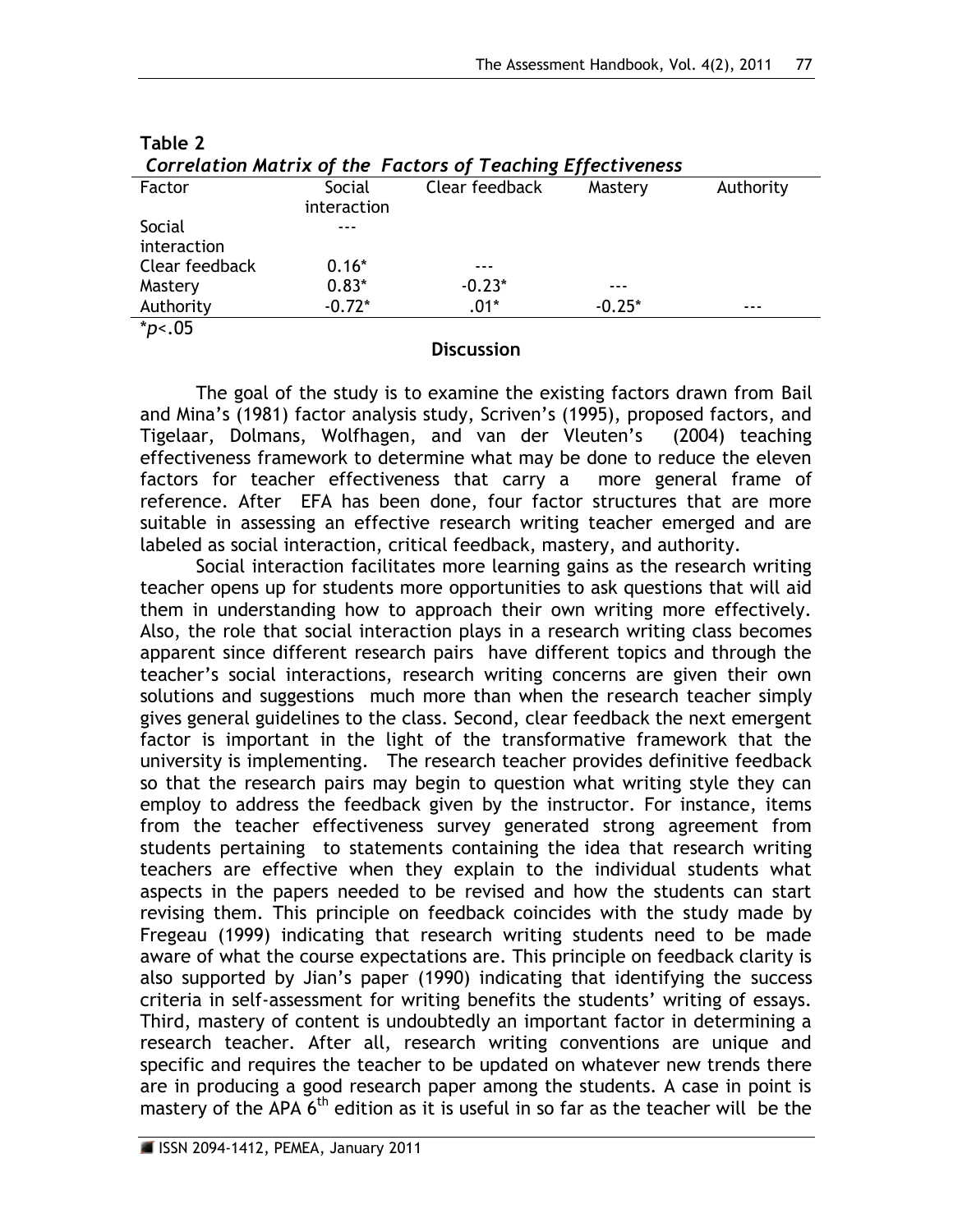**Table 2**
*Correlation Matrix of the Factors of Teaching Effectiveness*

| Factor | Social interaction | Clear feedback | Mastery | Authority |
|---|---|---|---|---|
| Social interaction | --- | | | |
| Clear feedback | 0.16* | --- | | |
| Mastery | 0.83* | -0.23* | --- | |
| Authority | -0.72* | .01* | -0.25* | --- |

$^*p<.05$

## Discussion

The goal of the study is to examine the existing factors drawn from Bail and Mina's (1981) factor analysis study, Scriven's (1995), proposed factors, and Tigelaar, Dolmans, Wolfhagen, and van der Vleuten's (2004) teaching effectiveness framework to determine what may be done to reduce the eleven factors for teacher effectiveness that carry a more general frame of reference. After EFA has been done, four factor structures that are more suitable in assessing an effective research writing teacher emerged and are labeled as social interaction, critical feedback, mastery, and authority.

Social interaction facilitates more learning gains as the research writing teacher opens up for students more opportunities to ask questions that will aid them in understanding how to approach their own writing more effectively. Also, the role that social interaction plays in a research writing class becomes apparent since different research pairs have different topics and through the teacher's social interactions, research writing concerns are given their own solutions and suggestions much more than when the research teacher simply gives general guidelines to the class. Second, clear feedback the next emergent factor is important in the light of the transformative framework that the university is implementing. The research teacher provides definitive feedback so that the research pairs may begin to question what writing style they can employ to address the feedback given by the instructor. For instance, items from the teacher effectiveness survey generated strong agreement from students pertaining to statements containing the idea that research writing teachers are effective when they explain to the individual students what aspects in the papers needed to be revised and how the students can start revising them. This principle on feedback coincides with the study made by Fregeau (1999) indicating that research writing students need to be made aware of what the course expectations are. This principle on feedback clarity is also supported by Jian's paper (1990) indicating that identifying the success criteria in self-assessment for writing benefits the students' writing of essays. Third, mastery of content is undoubtedly an important factor in determining a research teacher. After all, research writing conventions are unique and specific and requires the teacher to be updated on whatever new trends there are in producing a good research paper among the students. A case in point is mastery of the APA 6th edition as it is useful in so far as the teacher will be the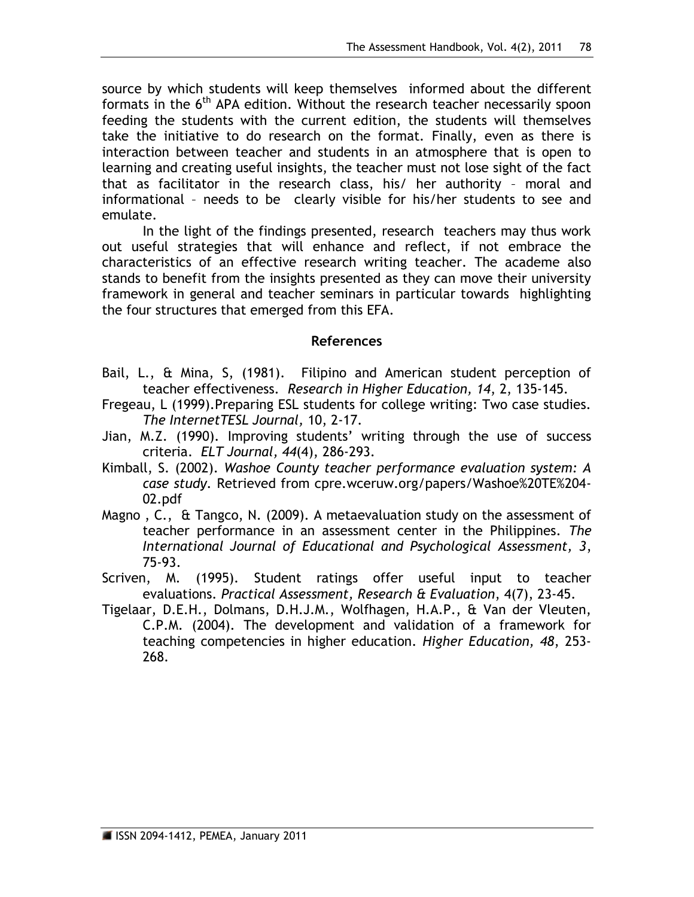source by which students will keep themselves informed about the different formats in the 6th APA edition. Without the research teacher necessarily spoon feeding the students with the current edition, the students will themselves take the initiative to do research on the format. Finally, even as there is interaction between teacher and students in an atmosphere that is open to learning and creating useful insights, the teacher must not lose sight of the fact that as facilitator in the research class, his/ her authority – moral and informational – needs to be clearly visible for his/her students to see and emulate.

In the light of the findings presented, research teachers may thus work out useful strategies that will enhance and reflect, if not embrace the characteristics of an effective research writing teacher. The academe also stands to benefit from the insights presented as they can move their university framework in general and teacher seminars in particular towards highlighting the four structures that emerged from this EFA.

## References

Bail, L., & Mina, S, (1981). Filipino and American student perception of teacher effectiveness. *Research in Higher Education, 14*, 2, 135-145.

Fregeau, L (1999).Preparing ESL students for college writing: Two case studies. *The InternetTESL Journal,* 10, 2-17.

Jian, M.Z. (1990). Improving students' writing through the use of success criteria. *ELT Journal, 44*(4), 286-293.

Kimball, S. (2002). *Washoe County teacher performance evaluation system: A case study.* Retrieved from cpre.wceruw.org/papers/Washoe%20TE%204-02.pdf

Magno , C., & Tangco, N. (2009). A metaevaluation study on the assessment of teacher performance in an assessment center in the Philippines. *The International Journal of Educational and Psychological Assessment, 3*, 75-93.

Scriven, M. (1995). Student ratings offer useful input to teacher evaluations. *Practical Assessment, Research & Evaluation*, 4(7), 23-45.

Tigelaar, D.E.H., Dolmans, D.H.J.M., Wolfhagen, H.A.P., & Van der Vleuten, C.P.M. (2004). The development and validation of a framework for teaching competencies in higher education. *Higher Education, 48*, 253-268.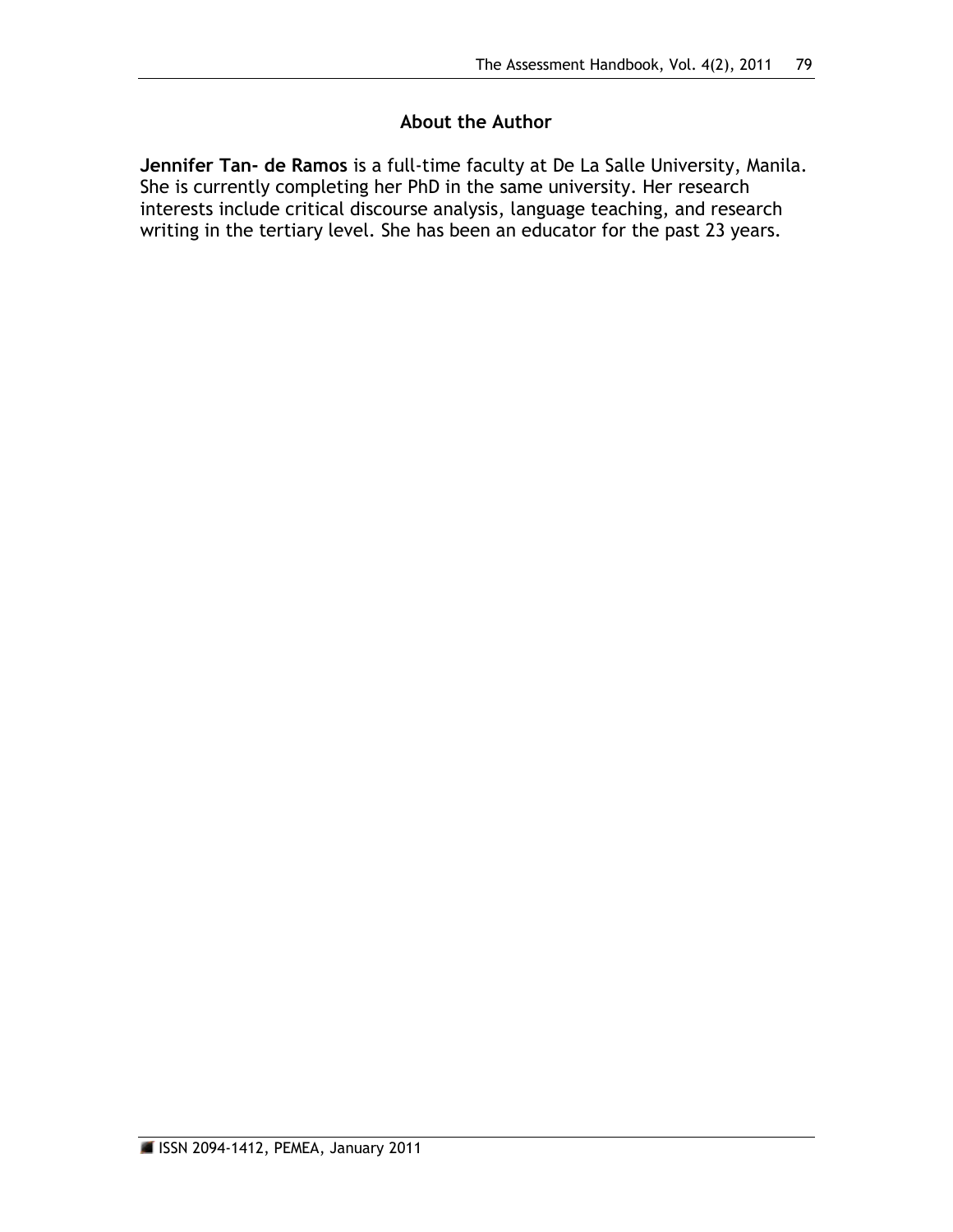## About the Author

**Jennifer Tan- de Ramos** is a full-time faculty at De La Salle University, Manila. She is currently completing her PhD in the same university. Her research interests include critical discourse analysis, language teaching, and research writing in the tertiary level. She has been an educator for the past 23 years.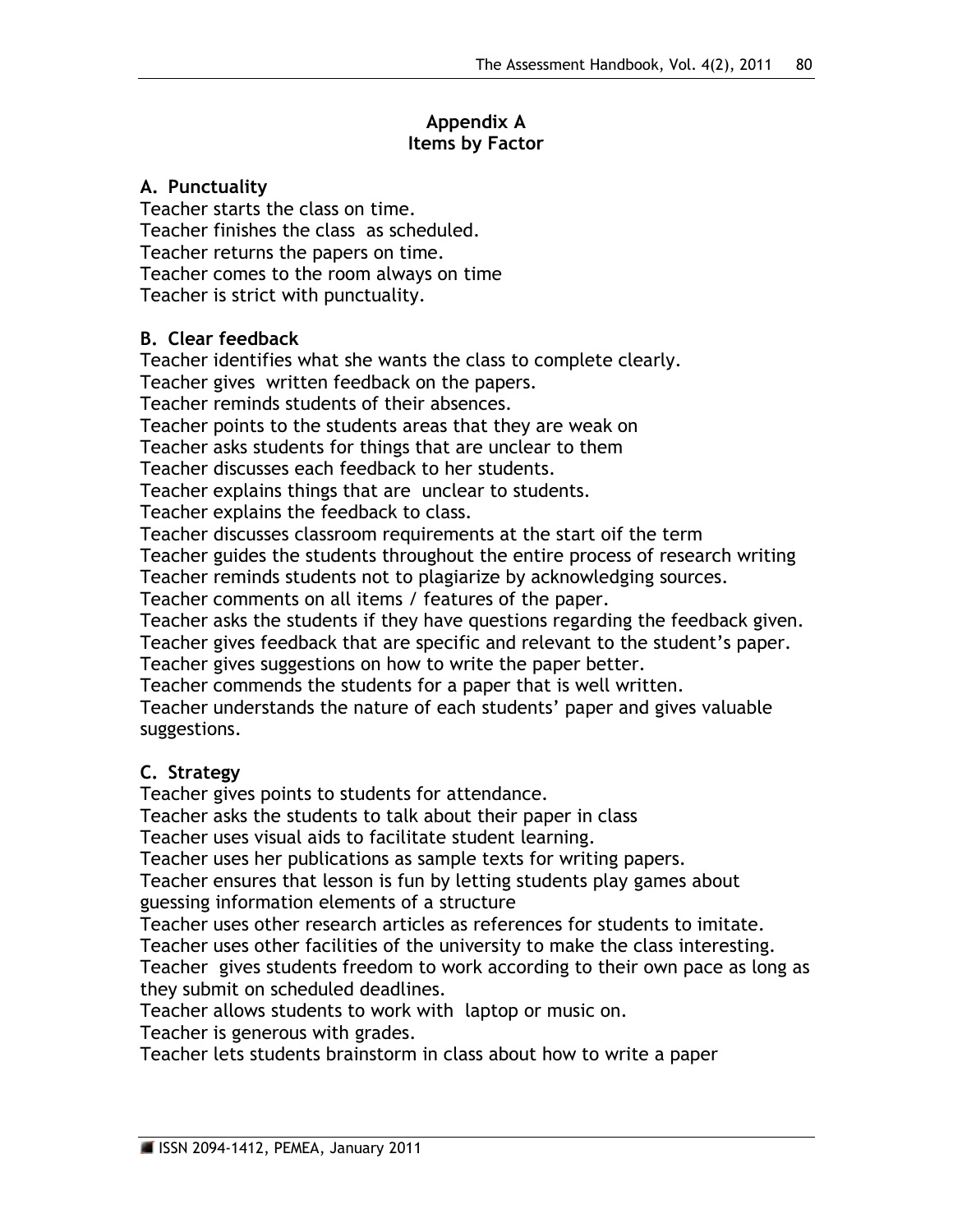## Appendix A
## Items by Factor

### A. Punctuality

Teacher starts the class on time.
Teacher finishes the class  as scheduled.
Teacher returns the papers on time.
Teacher comes to the room always on time
Teacher is strict with punctuality.

### B. Clear feedback

Teacher identifies what she wants the class to complete clearly.
Teacher gives  written feedback on the papers.
Teacher reminds students of their absences.
Teacher points to the students areas that they are weak on
Teacher asks students for things that are unclear to them
Teacher discusses each feedback to her students.
Teacher explains things that are  unclear to students.
Teacher explains the feedback to class.
Teacher discusses classroom requirements at the start oif the term
Teacher guides the students throughout the entire process of research writing
Teacher reminds students not to plagiarize by acknowledging sources.
Teacher comments on all items / features of the paper.
Teacher asks the students if they have questions regarding the feedback given.
Teacher gives feedback that are specific and relevant to the student's paper.
Teacher gives suggestions on how to write the paper better.
Teacher commends the students for a paper that is well written.
Teacher understands the nature of each students' paper and gives valuable suggestions.

### C. Strategy

Teacher gives points to students for attendance.
Teacher asks the students to talk about their paper in class
Teacher uses visual aids to facilitate student learning.
Teacher uses her publications as sample texts for writing papers.
Teacher ensures that lesson is fun by letting students play games about guessing information elements of a structure
Teacher uses other research articles as references for students to imitate.
Teacher uses other facilities of the university to make the class interesting.
Teacher  gives students freedom to work according to their own pace as long as they submit on scheduled deadlines.
Teacher allows students to work with  laptop or music on.
Teacher is generous with grades.
Teacher lets students brainstorm in class about how to write a paper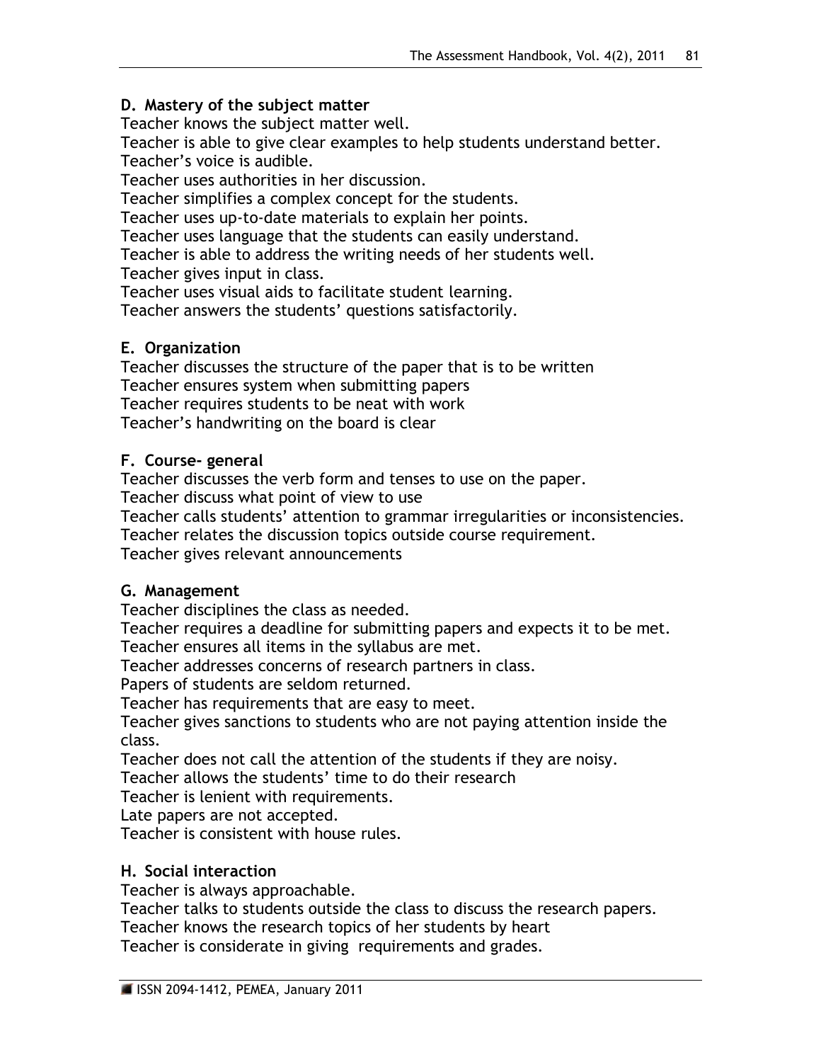**D. Mastery of the subject matter**

Teacher knows the subject matter well.
Teacher is able to give clear examples to help students understand better.
Teacher's voice is audible.
Teacher uses authorities in her discussion.
Teacher simplifies a complex concept for the students.
Teacher uses up-to-date materials to explain her points.
Teacher uses language that the students can easily understand.
Teacher is able to address the writing needs of her students well.
Teacher gives input in class.
Teacher uses visual aids to facilitate student learning.
Teacher answers the students' questions satisfactorily.

**E. Organization**

Teacher discusses the structure of the paper that is to be written
Teacher ensures system when submitting papers
Teacher requires students to be neat with work
Teacher's handwriting on the board is clear

**F. Course- general**

Teacher discusses the verb form and tenses to use on the paper.
Teacher discuss what point of view to use
Teacher calls students' attention to grammar irregularities or inconsistencies.
Teacher relates the discussion topics outside course requirement.
Teacher gives relevant announcements

**G. Management**

Teacher disciplines the class as needed.
Teacher requires a deadline for submitting papers and expects it to be met.
Teacher ensures all items in the syllabus are met.
Teacher addresses concerns of research partners in class.
Papers of students are seldom returned.
Teacher has requirements that are easy to meet.
Teacher gives sanctions to students who are not paying attention inside the class.
Teacher does not call the attention of the students if they are noisy.
Teacher allows the students' time to do their research
Teacher is lenient with requirements.
Late papers are not accepted.
Teacher is consistent with house rules.

**H. Social interaction**

Teacher is always approachable.
Teacher talks to students outside the class to discuss the research papers.
Teacher knows the research topics of her students by heart
Teacher is considerate in giving requirements and grades.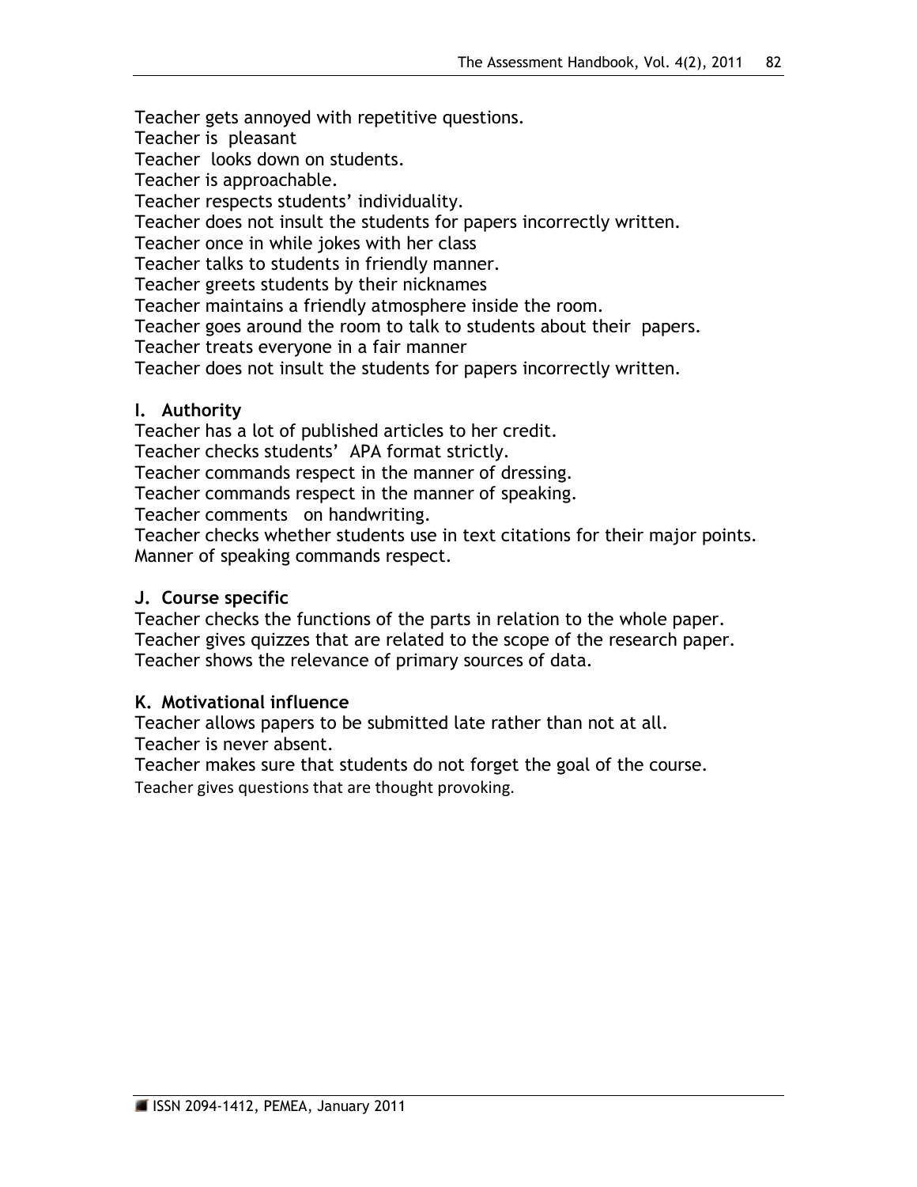Teacher gets annoyed with repetitive questions.
Teacher is pleasant
Teacher looks down on students.
Teacher is approachable.
Teacher respects students' individuality.
Teacher does not insult the students for papers incorrectly written.
Teacher once in while jokes with her class
Teacher talks to students in friendly manner.
Teacher greets students by their nicknames
Teacher maintains a friendly atmosphere inside the room.
Teacher goes around the room to talk to students about their papers.
Teacher treats everyone in a fair manner
Teacher does not insult the students for papers incorrectly written.

**I. Authority**

Teacher has a lot of published articles to her credit.
Teacher checks students' APA format strictly.
Teacher commands respect in the manner of dressing.
Teacher commands respect in the manner of speaking.
Teacher comments on handwriting.
Teacher checks whether students use in text citations for their major points.
Manner of speaking commands respect.

**J. Course specific**

Teacher checks the functions of the parts in relation to the whole paper.
Teacher gives quizzes that are related to the scope of the research paper.
Teacher shows the relevance of primary sources of data.

**K. Motivational influence**

Teacher allows papers to be submitted late rather than not at all.
Teacher is never absent.
Teacher makes sure that students do not forget the goal of the course.
Teacher gives questions that are thought provoking.